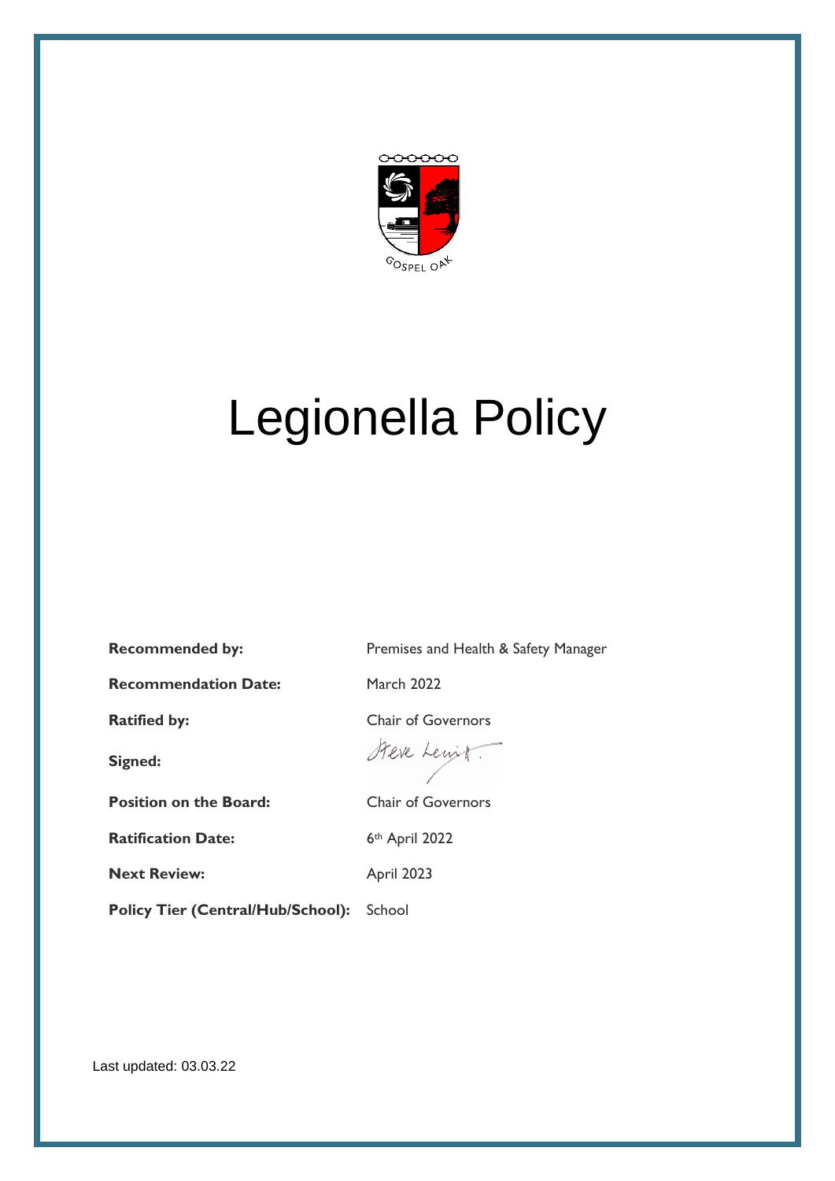GOSPEL OAK

# Legionella Policy

| | |
|---|---|
| **Recommended by:** | Premises and Health & Safety Manager |
| **Recommendation Date:** | March 2022 |
| **Ratified by:** | Chair of Governors |
| **Signed:** | Steve Lewis |
| **Position on the Board:** | Chair of Governors |
| **Ratification Date:** | 6th April 2022 |
| **Next Review:** | April 2023 |
| **Policy Tier (Central/Hub/School):** | School |

Last updated: 03.03.22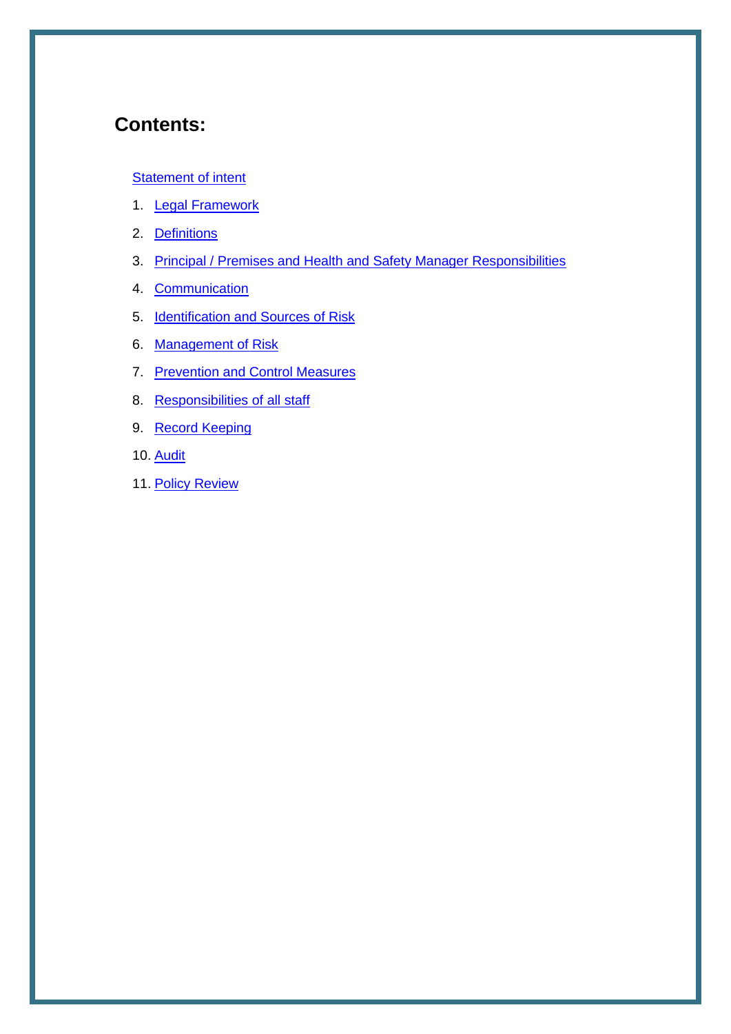## Contents:

Statement of intent

1. Legal Framework
2. Definitions
3. Principal / Premises and Health and Safety Manager Responsibilities
4. Communication
5. Identification and Sources of Risk
6. Management of Risk
7. Prevention and Control Measures
8. Responsibilities of all staff
9. Record Keeping
10. Audit
11. Policy Review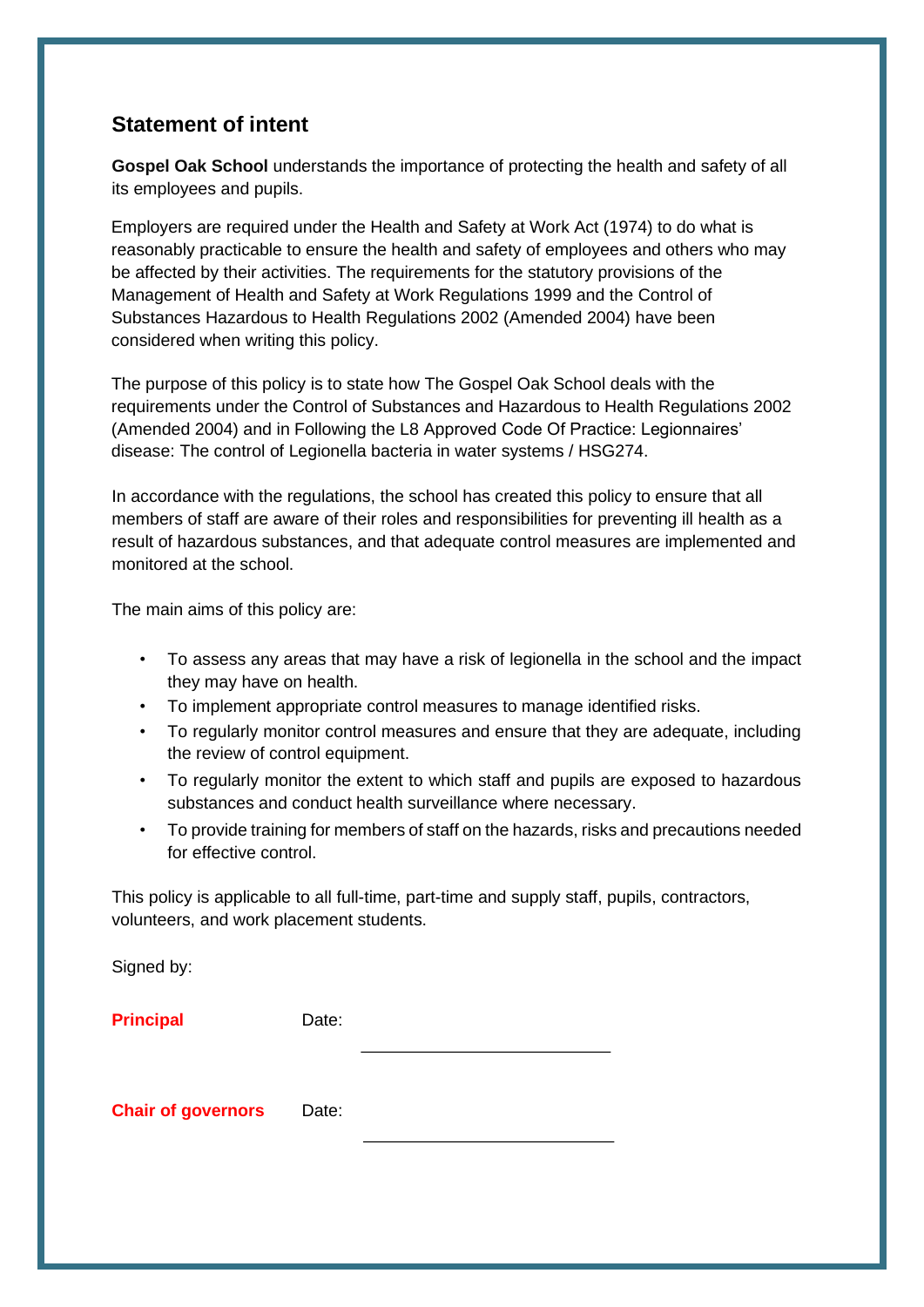## Statement of intent

**Gospel Oak School** understands the importance of protecting the health and safety of all its employees and pupils.

Employers are required under the Health and Safety at Work Act (1974) to do what is reasonably practicable to ensure the health and safety of employees and others who may be affected by their activities. The requirements for the statutory provisions of the Management of Health and Safety at Work Regulations 1999 and the Control of Substances Hazardous to Health Regulations 2002 (Amended 2004) have been considered when writing this policy.

The purpose of this policy is to state how The Gospel Oak School deals with the requirements under the Control of Substances and Hazardous to Health Regulations 2002 (Amended 2004) and in Following the L8 Approved Code Of Practice: Legionnaires' disease: The control of Legionella bacteria in water systems / HSG274.

In accordance with the regulations, the school has created this policy to ensure that all members of staff are aware of their roles and responsibilities for preventing ill health as a result of hazardous substances, and that adequate control measures are implemented and monitored at the school.

The main aims of this policy are:

- To assess any areas that may have a risk of legionella in the school and the impact they may have on health.
- To implement appropriate control measures to manage identified risks.
- To regularly monitor control measures and ensure that they are adequate, including the review of control equipment.
- To regularly monitor the extent to which staff and pupils are exposed to hazardous substances and conduct health surveillance where necessary.
- To provide training for members of staff on the hazards, risks and precautions needed for effective control.

This policy is applicable to all full-time, part-time and supply staff, pupils, contractors, volunteers, and work placement students.

Signed by:

**Principal** Date: ___________________________

**Chair of governors** Date: ___________________________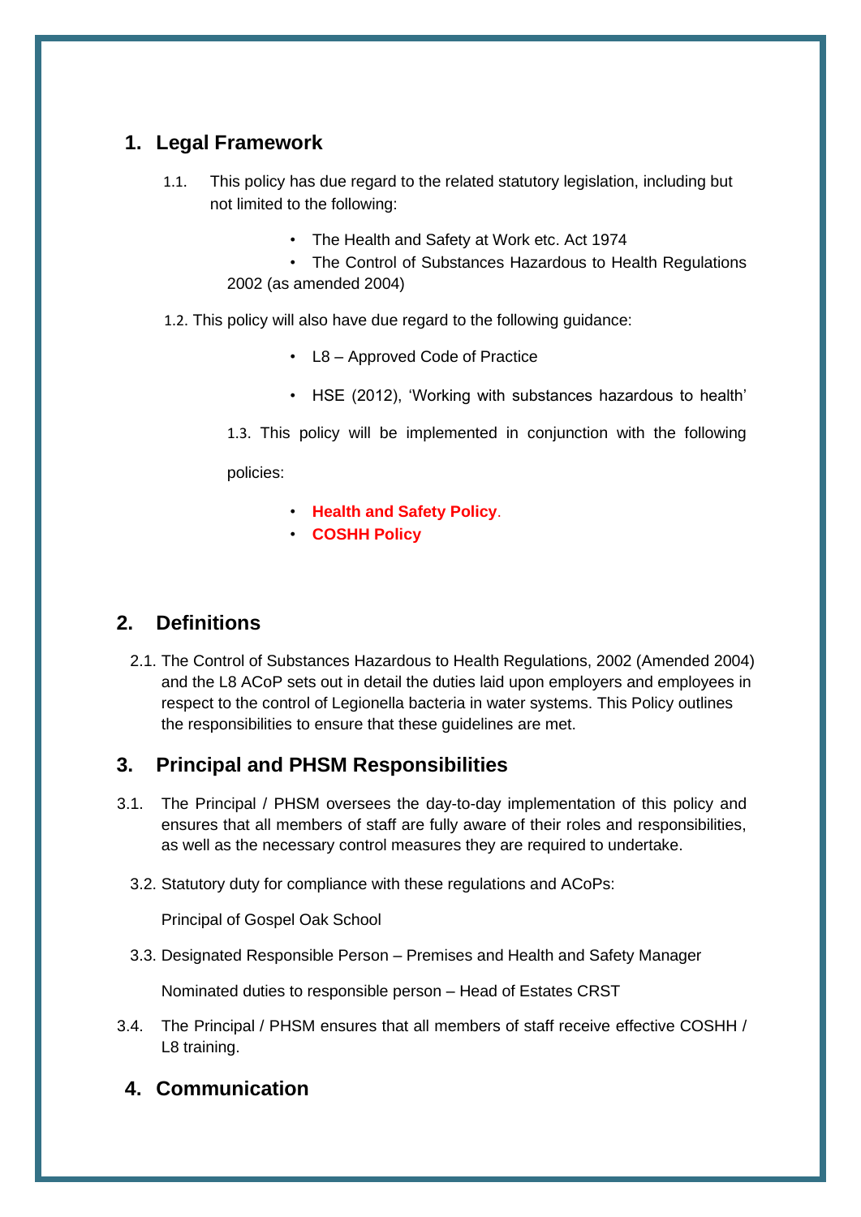## 1. Legal Framework

1.1. This policy has due regard to the related statutory legislation, including but not limited to the following:

- The Health and Safety at Work etc. Act 1974
- The Control of Substances Hazardous to Health Regulations 2002 (as amended 2004)

1.2. This policy will also have due regard to the following guidance:

- L8 – Approved Code of Practice
- HSE (2012), 'Working with substances hazardous to health'

1.3. This policy will be implemented in conjunction with the following policies:

- **Health and Safety Policy**.
- **COSHH Policy**

## 2. Definitions

2.1. The Control of Substances Hazardous to Health Regulations, 2002 (Amended 2004) and the L8 ACoP sets out in detail the duties laid upon employers and employees in respect to the control of Legionella bacteria in water systems. This Policy outlines the responsibilities to ensure that these guidelines are met.

## 3. Principal and PHSM Responsibilities

3.1. The Principal / PHSM oversees the day-to-day implementation of this policy and ensures that all members of staff are fully aware of their roles and responsibilities, as well as the necessary control measures they are required to undertake.

3.2. Statutory duty for compliance with these regulations and ACoPs:

Principal of Gospel Oak School

3.3. Designated Responsible Person – Premises and Health and Safety Manager

Nominated duties to responsible person – Head of Estates CRST

3.4. The Principal / PHSM ensures that all members of staff receive effective COSHH / L8 training.

## 4. Communication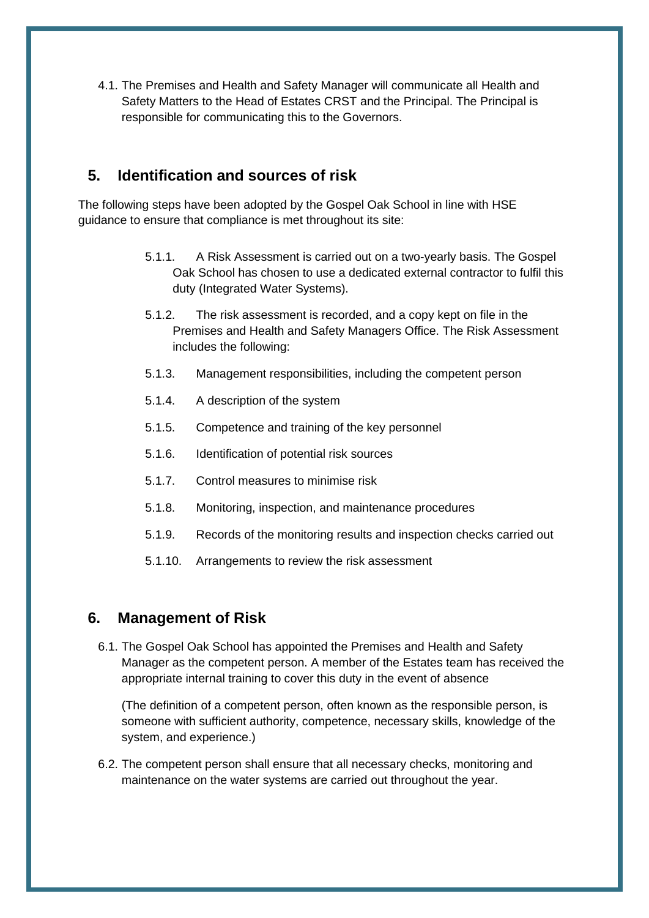4.1. The Premises and Health and Safety Manager will communicate all Health and Safety Matters to the Head of Estates CRST and the Principal. The Principal is responsible for communicating this to the Governors.

## 5. Identification and sources of risk

The following steps have been adopted by the Gospel Oak School in line with HSE guidance to ensure that compliance is met throughout its site:

- 5.1.1. A Risk Assessment is carried out on a two-yearly basis. The Gospel Oak School has chosen to use a dedicated external contractor to fulfil this duty (Integrated Water Systems).
- 5.1.2. The risk assessment is recorded, and a copy kept on file in the Premises and Health and Safety Managers Office. The Risk Assessment includes the following:
- 5.1.3. Management responsibilities, including the competent person
- 5.1.4. A description of the system
- 5.1.5. Competence and training of the key personnel
- 5.1.6. Identification of potential risk sources
- 5.1.7. Control measures to minimise risk
- 5.1.8. Monitoring, inspection, and maintenance procedures
- 5.1.9. Records of the monitoring results and inspection checks carried out
- 5.1.10. Arrangements to review the risk assessment

## 6. Management of Risk

6.1. The Gospel Oak School has appointed the Premises and Health and Safety Manager as the competent person. A member of the Estates team has received the appropriate internal training to cover this duty in the event of absence

(The definition of a competent person, often known as the responsible person, is someone with sufficient authority, competence, necessary skills, knowledge of the system, and experience.)

6.2. The competent person shall ensure that all necessary checks, monitoring and maintenance on the water systems are carried out throughout the year.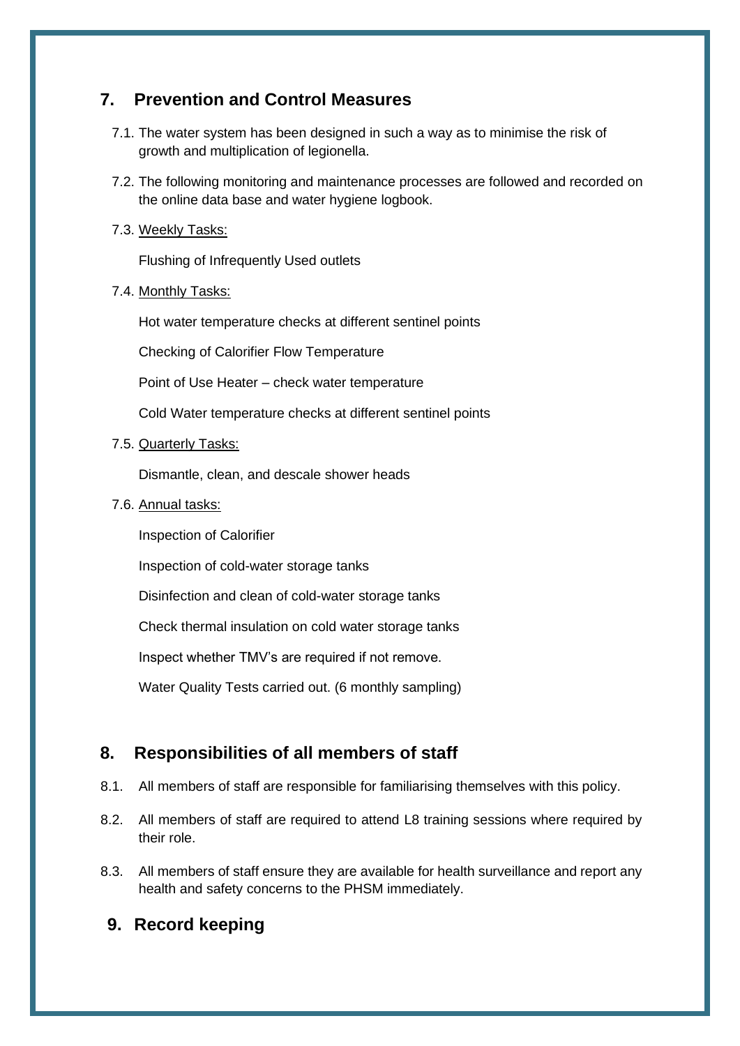## 7. Prevention and Control Measures

7.1. The water system has been designed in such a way as to minimise the risk of growth and multiplication of legionella.

7.2. The following monitoring and maintenance processes are followed and recorded on the online data base and water hygiene logbook.

7.3. Weekly Tasks:

Flushing of Infrequently Used outlets

7.4. Monthly Tasks:

Hot water temperature checks at different sentinel points

Checking of Calorifier Flow Temperature

Point of Use Heater – check water temperature

Cold Water temperature checks at different sentinel points

7.5. Quarterly Tasks:

Dismantle, clean, and descale shower heads

7.6. Annual tasks:

Inspection of Calorifier

Inspection of cold-water storage tanks

Disinfection and clean of cold-water storage tanks

Check thermal insulation on cold water storage tanks

Inspect whether TMV's are required if not remove.

Water Quality Tests carried out. (6 monthly sampling)

## 8. Responsibilities of all members of staff

8.1. All members of staff are responsible for familiarising themselves with this policy.

8.2. All members of staff are required to attend L8 training sessions where required by their role.

8.3. All members of staff ensure they are available for health surveillance and report any health and safety concerns to the PHSM immediately.

## 9. Record keeping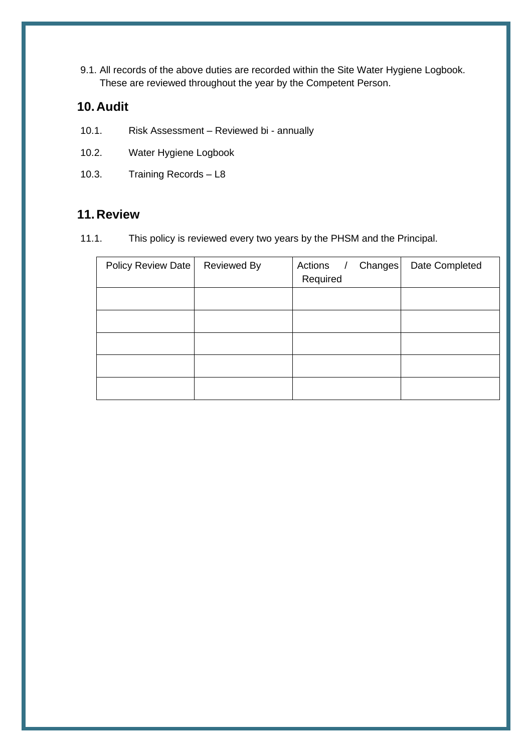9.1. All records of the above duties are recorded within the Site Water Hygiene Logbook. These are reviewed throughout the year by the Competent Person.

## 10. Audit

10.1. Risk Assessment – Reviewed bi - annually

10.2. Water Hygiene Logbook

10.3. Training Records – L8

## 11. Review

11.1. This policy is reviewed every two years by the PHSM and the Principal.

| Policy Review Date | Reviewed By | Actions / Changes Required | Date Completed |
|---|---|---|---|
| | | | |
| | | | |
| | | | |
| | | | |
| | | | |